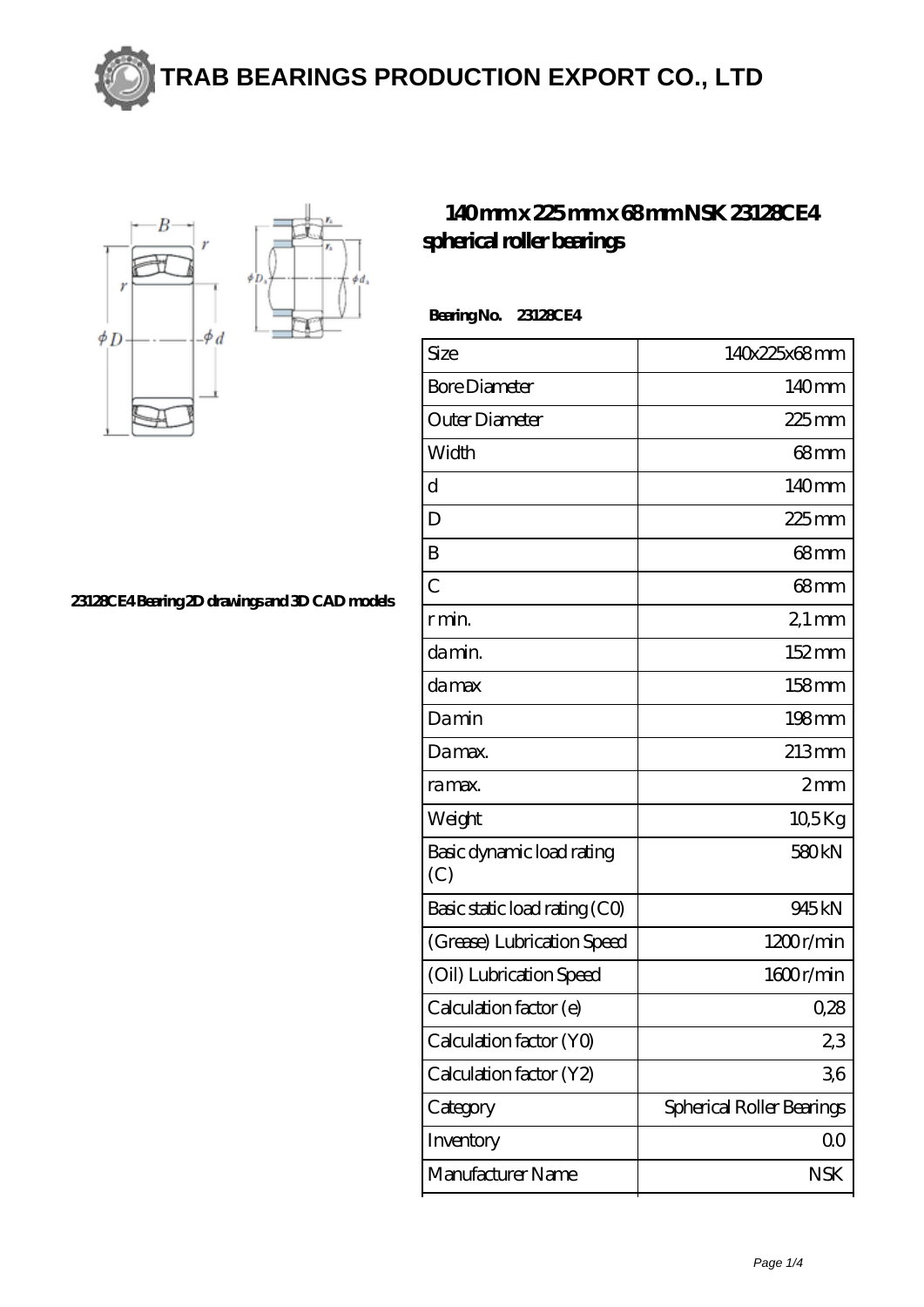# TRAB BEARINGS PRODUCTION EXPORT CO., LTD

## 140 mm x 225 mm x 68 mm NSK 23128CE4 spherical roller bearings

23128CE4 Bearing 2D drawings and 3D CAD models

**Bearing No. 23128CE4**

| Size | 140x225x68 mm |
|---|---|
| Bore Diameter | 140 mm |
| Outer Diameter | 225 mm |
| Width | 68 mm |
| d | 140 mm |
| D | 225 mm |
| B | 68 mm |
| C | 68 mm |
| r min. | 2,1 mm |
| da min. | 152 mm |
| da max | 158 mm |
| Da min | 198 mm |
| Da max. | 213 mm |
| ra max. | 2 mm |
| Weight | 10,5 Kg |
| Basic dynamic load rating (C) | 580 kN |
| Basic static load rating (C0) | 945 kN |
| (Grease) Lubrication Speed | 1200 r/min |
| (Oil) Lubrication Speed | 1600 r/min |
| Calculation factor (e) | 0,28 |
| Calculation factor (Y0) | 2,3 |
| Calculation factor (Y2) | 3,6 |
| Category | Spherical Roller Bearings |
| Inventory | 0.0 |
| Manufacturer Name | NSK |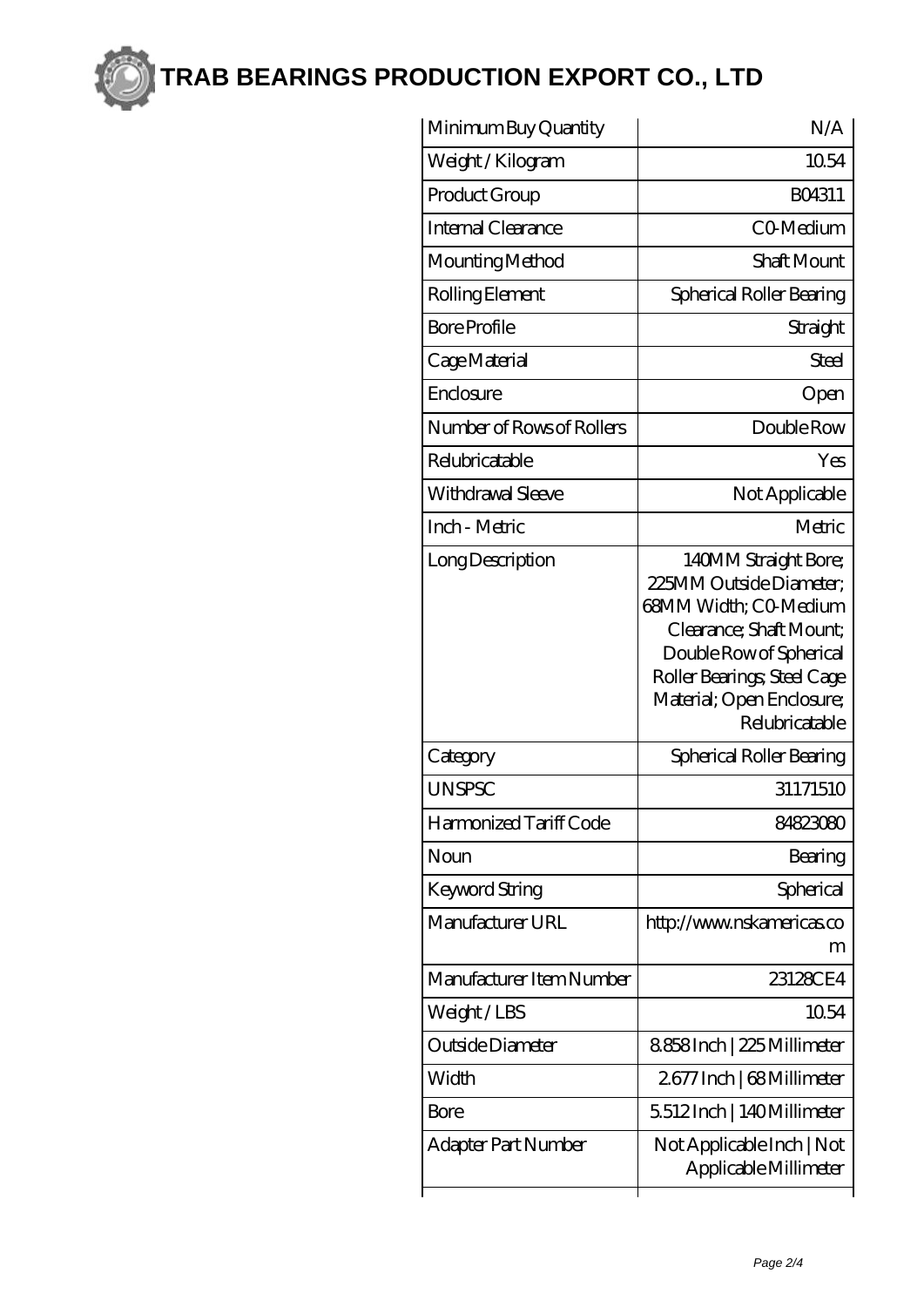# TRAB BEARINGS PRODUCTION EXPORT CO., LTD

| Minimum Buy Quantity | N/A |
|---|---|
| Weight / Kilogram | 10.54 |
| Product Group | B04311 |
| Internal Clearance | C0-Medium |
| Mounting Method | Shaft Mount |
| Rolling Element | Spherical Roller Bearing |
| Bore Profile | Straight |
| Cage Material | Steel |
| Enclosure | Open |
| Number of Rows of Rollers | Double Row |
| Relubricatable | Yes |
| Withdrawal Sleeve | Not Applicable |
| Inch - Metric | Metric |
| Long Description | 140MM Straight Bore; 225MM Outside Diameter; 68MM Width; C0-Medium Clearance; Shaft Mount; Double Row of Spherical Roller Bearings; Steel Cage Material; Open Enclosure; Relubricatable |
| Category | Spherical Roller Bearing |
| UNSPSC | 31171510 |
| Harmonized Tariff Code | 84823080 |
| Noun | Bearing |
| Keyword String | Spherical |
| Manufacturer URL | http://www.nskamericas.com |
| Manufacturer Item Number | 23128CE4 |
| Weight / LBS | 10.54 |
| Outside Diameter | 8.858 Inch \| 225 Millimeter |
| Width | 2.677 Inch \| 68 Millimeter |
| Bore | 5.512 Inch \| 140 Millimeter |
| Adapter Part Number | Not Applicable Inch \| Not Applicable Millimeter |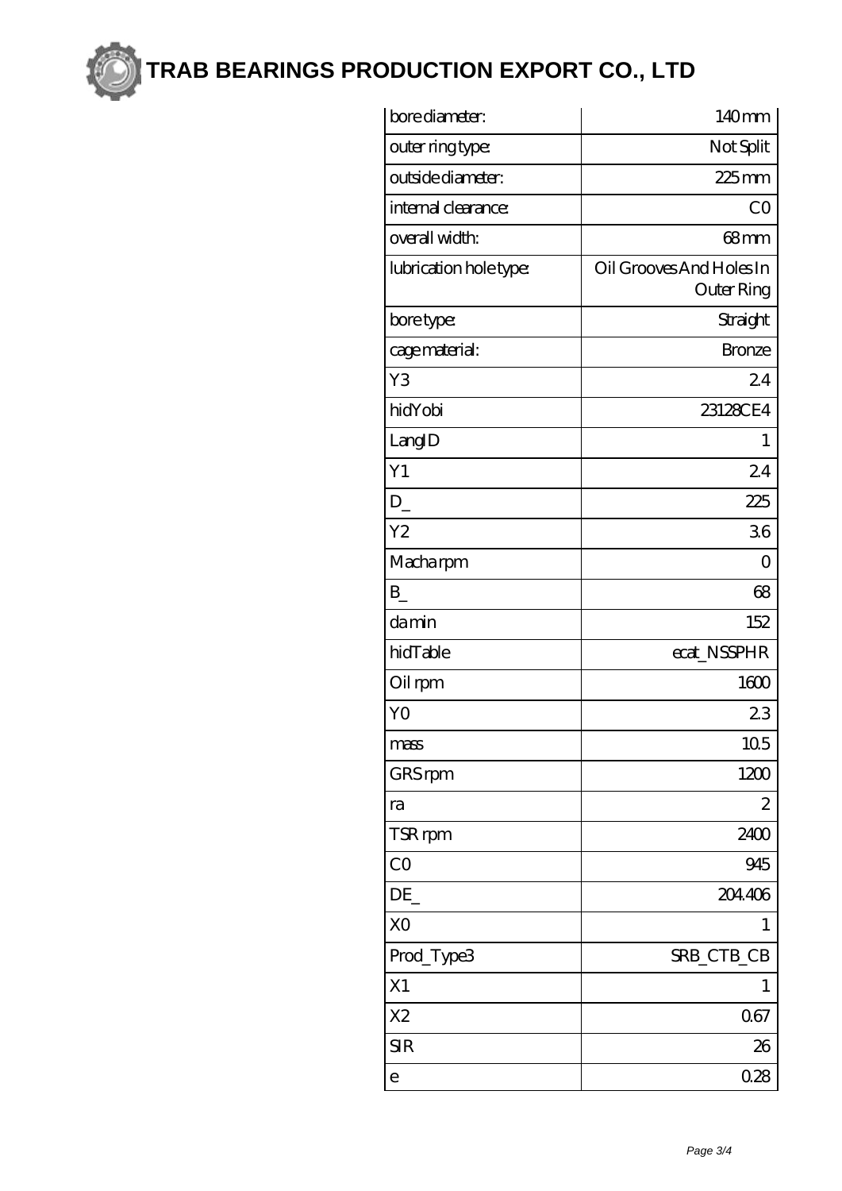# TRAB BEARINGS PRODUCTION EXPORT CO., LTD

| | |
|---|---|
| bore diameter: | 140 mm |
| outer ring type: | Not Split |
| outside diameter: | 225 mm |
| internal clearance: | C0 |
| overall width: | 68 mm |
| lubrication hole type: | Oil Grooves And Holes In Outer Ring |
| bore type: | Straight |
| cage material: | Bronze |
| Y3 | 2.4 |
| hidYobi | 23128CE4 |
| LangID | 1 |
| Y1 | 2.4 |
| D_ | 225 |
| Y2 | 3.6 |
| Macha rpm | 0 |
| B_ | 68 |
| da min | 152 |
| hidTable | ecat_NSSPHR |
| Oil rpm | 1600 |
| Y0 | 2.3 |
| mass | 10.5 |
| GRS rpm | 1200 |
| ra | 2 |
| TSR rpm | 2400 |
| C0 | 945 |
| DE_ | 204.406 |
| X0 | 1 |
| Prod_Type3 | SRB_CTB_CB |
| X1 | 1 |
| X2 | 0.67 |
| SIR | 26 |
| e | 0.28 |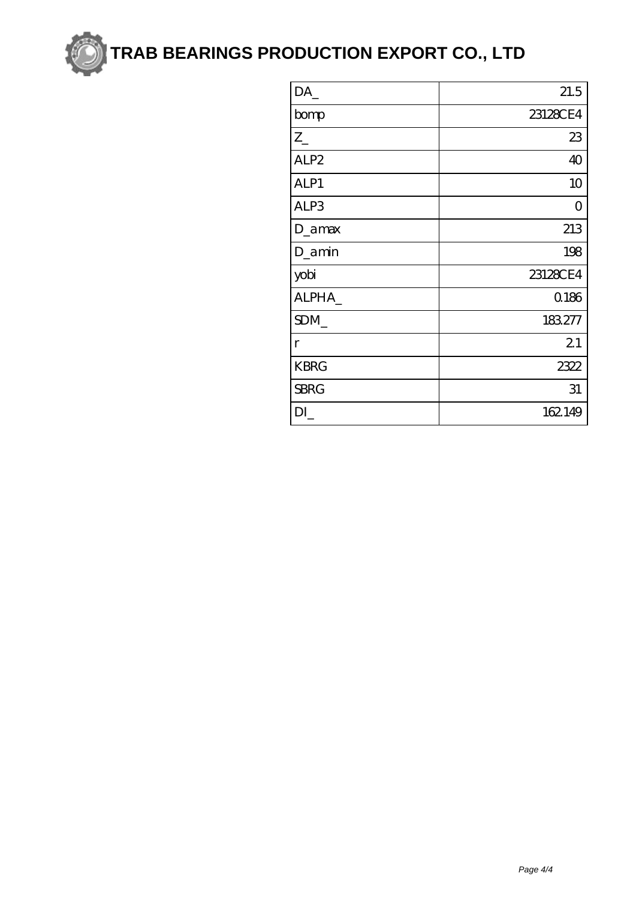| | |
|---|---|
| DA_ | 21.5 |
| bomp | 23128CE4 |
| Z_ | 23 |
| ALP2 | 40 |
| ALP1 | 10 |
| ALP3 | 0 |
| D_amax | 213 |
| D_amin | 198 |
| yobi | 23128CE4 |
| ALPHA_ | 0.186 |
| SDM_ | 183.277 |
| r | 2.1 |
| KBRG | 2322 |
| SBRG | 31 |
| DI_ | 162.149 |